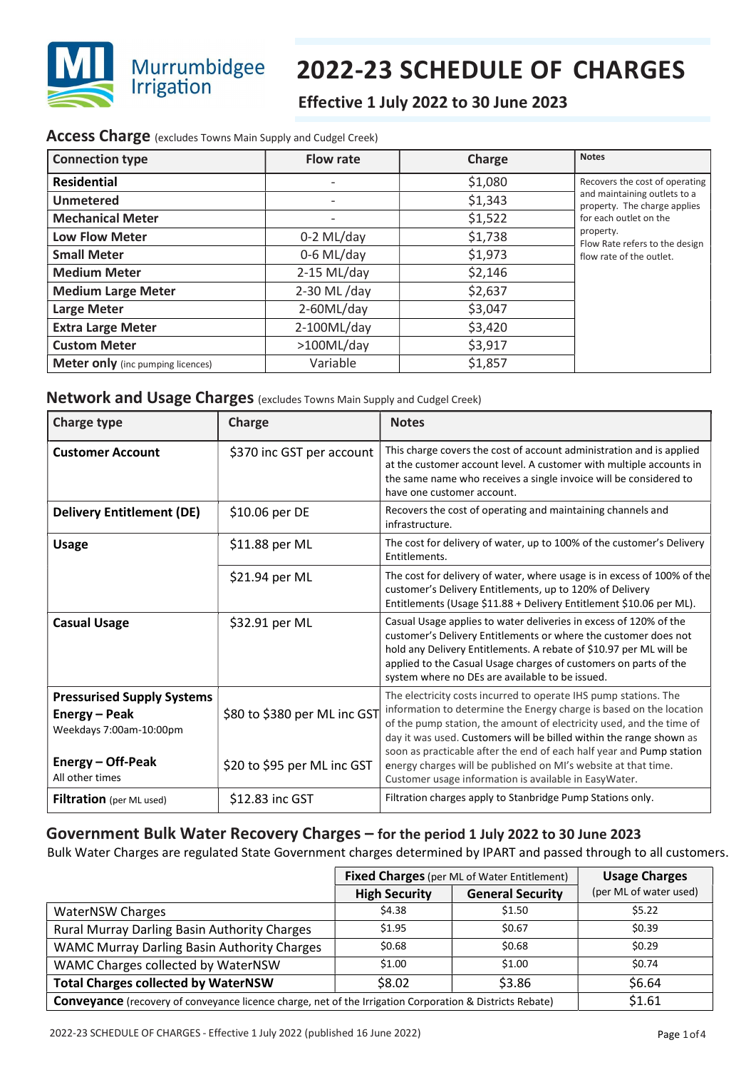Murrumbidgee Irrigation

# 2022-23 SCHEDULE OF CHARGES

### Effective 1 July 2022 to 30 June 2023

## Access Charge (excludes Towns Main Supply and Cudgel Creek)

| Connection type | Flow rate | Charge | Notes |
|---|---|---|---|
| **Residential** | - | $1,080 | Recovers the cost of operating and maintaining outlets to a property. The charge applies for each outlet on the property. Flow Rate refers to the design flow rate of the outlet. |
| **Unmetered** | - | $1,343 | |
| **Mechanical Meter** | - | $1,522 | |
| **Low Flow Meter** | 0-2 ML/day | $1,738 | |
| **Small Meter** | 0-6 ML/day | $1,973 | |
| **Medium Meter** | 2-15 ML/day | $2,146 | |
| **Medium Large Meter** | 2-30 ML /day | $2,637 | |
| **Large Meter** | 2-60ML/day | $3,047 | |
| **Extra Large Meter** | 2-100ML/day | $3,420 | |
| **Custom Meter** | >100ML/day | $3,917 | |
| **Meter only** (inc pumping licences) | Variable | $1,857 | |

## Network and Usage Charges (excludes Towns Main Supply and Cudgel Creek)

| Charge type | Charge | Notes |
|---|---|---|
| **Customer Account** | $370 inc GST per account | This charge covers the cost of account administration and is applied at the customer account level. A customer with multiple accounts in the same name who receives a single invoice will be considered to have one customer account. |
| **Delivery Entitlement (DE)** | $10.06 per DE | Recovers the cost of operating and maintaining channels and infrastructure. |
| **Usage** | $11.88 per ML | The cost for delivery of water, up to 100% of the customer's Delivery Entitlements. |
| | $21.94 per ML | The cost for delivery of water, where usage is in excess of 100% of the customer's Delivery Entitlements, up to 120% of Delivery Entitlements (Usage $11.88 + Delivery Entitlement $10.06 per ML). |
| **Casual Usage** | $32.91 per ML | Casual Usage applies to water deliveries in excess of 120% of the customer's Delivery Entitlements or where the customer does not hold any Delivery Entitlements. A rebate of $10.97 per ML will be applied to the Casual Usage charges of customers on parts of the system where no DEs are available to be issued. |
| **Pressurised Supply Systems** **Energy – Peak** Weekdays 7:00am-10:00pm | $80 to $380 per ML inc GST | The electricity costs incurred to operate IHS pump stations. The information to determine the Energy charge is based on the location of the pump station, the amount of electricity used, and the time of day it was used. Customers will be billed within the range shown as soon as practicable after the end of each half year and Pump station energy charges will be published on MI's website at that time. Customer usage information is available in EasyWater. |
| **Energy – Off-Peak** All other times | $20 to $95 per ML inc GST | |
| **Filtration** (per ML used) | $12.83 inc GST | Filtration charges apply to Stanbridge Pump Stations only. |

## Government Bulk Water Recovery Charges – for the period 1 July 2022 to 30 June 2023

Bulk Water Charges are regulated State Government charges determined by IPART and passed through to all customers.

| | **Fixed Charges** (per ML of Water Entitlement) | | **Usage Charges** |
|---|---|---|---|
| | **High Security** | **General Security** | (per ML of water used) |
| WaterNSW Charges | $4.38 | $1.50 | $5.22 |
| Rural Murray Darling Basin Authority Charges | $1.95 | $0.67 | $0.39 |
| WAMC Murray Darling Basin Authority Charges | $0.68 | $0.68 | $0.29 |
| WAMC Charges collected by WaterNSW | $1.00 | $1.00 | $0.74 |
| **Total Charges collected by WaterNSW** | $8.02 | $3.86 | $6.64 |
| **Conveyance** (recovery of conveyance licence charge, net of the Irrigation Corporation & Districts Rebate) | | | $1.61 |

2022-23 SCHEDULE OF CHARGES - Effective 1 July 2022 (published 16 June 2022)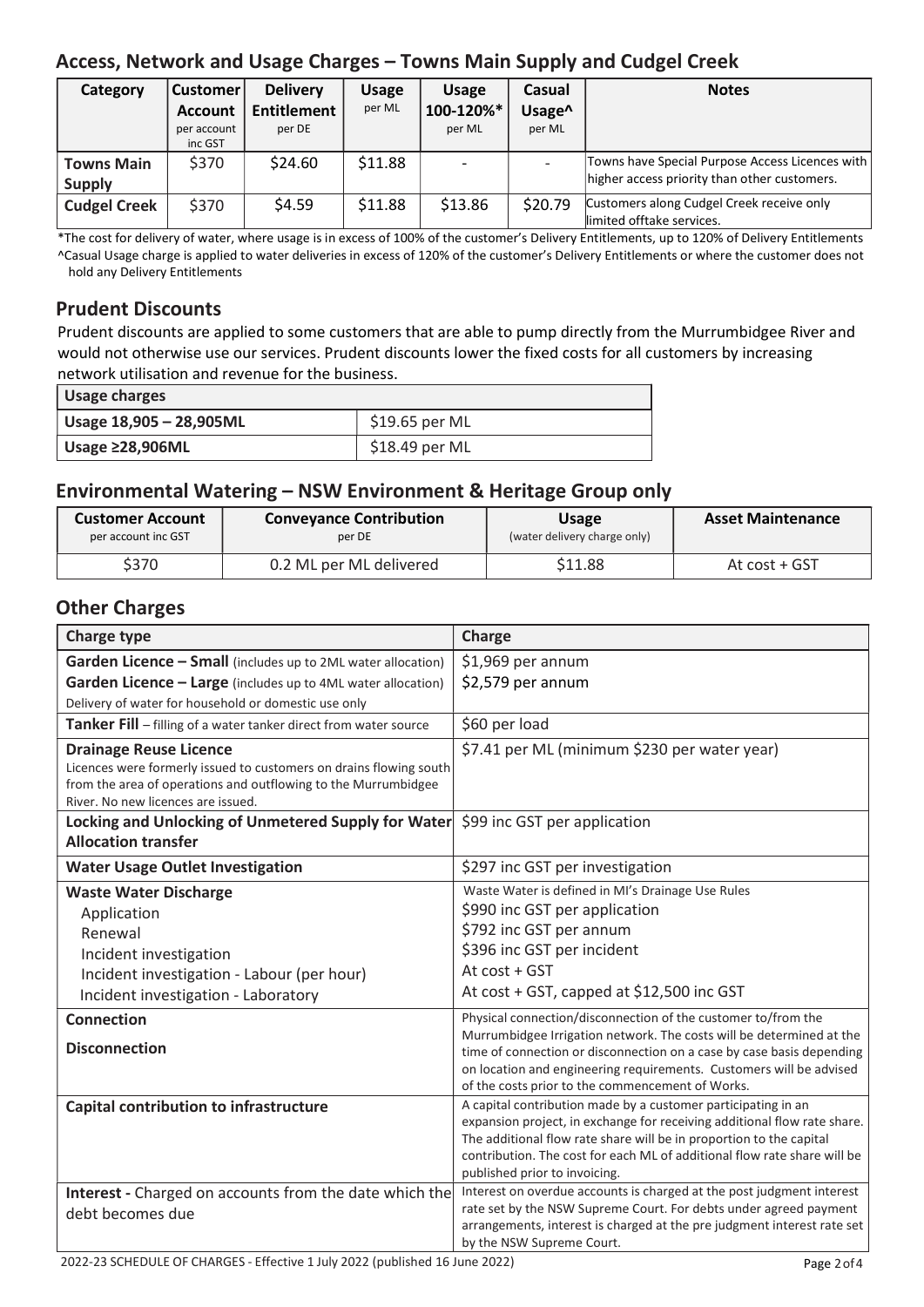## Access, Network and Usage Charges – Towns Main Supply and Cudgel Creek

| Category | Customer Account per account inc GST | Delivery Entitlement per DE | Usage per ML | Usage 100-120%* per ML | Casual Usage^ per ML | Notes |
|---|---|---|---|---|---|---|
| **Towns Main Supply** | $370 | $24.60 | $11.88 | - | - | Towns have Special Purpose Access Licences with higher access priority than other customers. |
| **Cudgel Creek** | $370 | $4.59 | $11.88 | $13.86 | $20.79 | Customers along Cudgel Creek receive only limited offtake services. |

*The cost for delivery of water, where usage is in excess of 100% of the customer's Delivery Entitlements, up to 120% of Delivery Entitlements

^Casual Usage charge is applied to water deliveries in excess of 120% of the customer's Delivery Entitlements or where the customer does not hold any Delivery Entitlements

## Prudent Discounts

Prudent discounts are applied to some customers that are able to pump directly from the Murrumbidgee River and would not otherwise use our services. Prudent discounts lower the fixed costs for all customers by increasing network utilisation and revenue for the business.

| Usage charges | |
|---|---|
| Usage 18,905 – 28,905ML | $19.65 per ML |
| Usage ≥28,906ML | $18.49 per ML |

## Environmental Watering – NSW Environment & Heritage Group only

| Customer Account per account inc GST | Conveyance Contribution per DE | Usage (water delivery charge only) | Asset Maintenance |
|---|---|---|---|
| $370 | 0.2 ML per ML delivered | $11.88 | At cost + GST |

## Other Charges

| Charge type | Charge |
|---|---|
| **Garden Licence – Small** (includes up to 2ML water allocation)<br>**Garden Licence – Large** (includes up to 4ML water allocation)<br>Delivery of water for household or domestic use only | $1,969 per annum<br>$2,579 per annum |
| **Tanker Fill** – filling of a water tanker direct from water source | $60 per load |
| **Drainage Reuse Licence**<br>Licences were formerly issued to customers on drains flowing south from the area of operations and outflowing to the Murrumbidgee River. No new licences are issued. | $7.41 per ML (minimum $230 per water year) |
| **Locking and Unlocking of Unmetered Supply for Water Allocation transfer** | $99 inc GST per application |
| **Water Usage Outlet Investigation** | $297 inc GST per investigation |
| **Waste Water Discharge**<br>Application<br>Renewal<br>Incident investigation<br>Incident investigation - Labour (per hour)<br>Incident investigation - Laboratory | Waste Water is defined in MI's Drainage Use Rules<br>$990 inc GST per application<br>$792 inc GST per annum<br>$396 inc GST per incident<br>At cost + GST<br>At cost + GST, capped at $12,500 inc GST |
| **Connection**<br>**Disconnection** | Physical connection/disconnection of the customer to/from the Murrumbidgee Irrigation network. The costs will be determined at the time of connection or disconnection on a case by case basis depending on location and engineering requirements. Customers will be advised of the costs prior to the commencement of Works. |
| **Capital contribution to infrastructure** | A capital contribution made by a customer participating in an expansion project, in exchange for receiving additional flow rate share. The additional flow rate share will be in proportion to the capital contribution. The cost for each ML of additional flow rate share will be published prior to invoicing. |
| **Interest -** Charged on accounts from the date which the debt becomes due | Interest on overdue accounts is charged at the post judgment interest rate set by the NSW Supreme Court. For debts under agreed payment arrangements, interest is charged at the pre judgment interest rate set by the NSW Supreme Court. |

2022-23 SCHEDULE OF CHARGES - Effective 1 July 2022 (published 16 June 2022)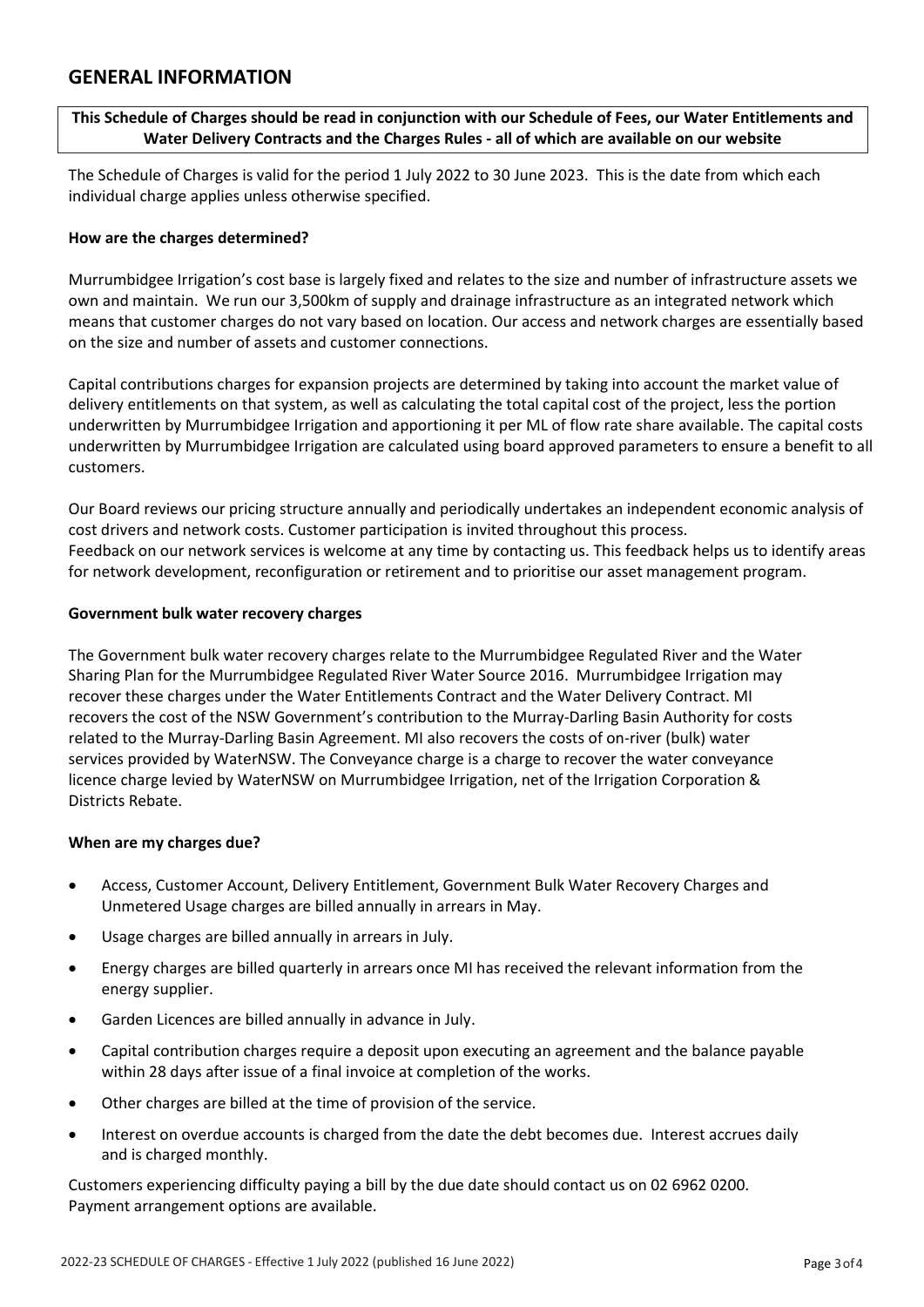## GENERAL INFORMATION

**This Schedule of Charges should be read in conjunction with our Schedule of Fees, our Water Entitlements and Water Delivery Contracts and the Charges Rules - all of which are available on our website**

The Schedule of Charges is valid for the period 1 July 2022 to 30 June 2023. This is the date from which each individual charge applies unless otherwise specified.

**How are the charges determined?**

Murrumbidgee Irrigation's cost base is largely fixed and relates to the size and number of infrastructure assets we own and maintain. We run our 3,500km of supply and drainage infrastructure as an integrated network which means that customer charges do not vary based on location. Our access and network charges are essentially based on the size and number of assets and customer connections.

Capital contributions charges for expansion projects are determined by taking into account the market value of delivery entitlements on that system, as well as calculating the total capital cost of the project, less the portion underwritten by Murrumbidgee Irrigation and apportioning it per ML of flow rate share available. The capital costs underwritten by Murrumbidgee Irrigation are calculated using board approved parameters to ensure a benefit to all customers.

Our Board reviews our pricing structure annually and periodically undertakes an independent economic analysis of cost drivers and network costs. Customer participation is invited throughout this process.
Feedback on our network services is welcome at any time by contacting us. This feedback helps us to identify areas for network development, reconfiguration or retirement and to prioritise our asset management program.

**Government bulk water recovery charges**

The Government bulk water recovery charges relate to the Murrumbidgee Regulated River and the Water Sharing Plan for the Murrumbidgee Regulated River Water Source 2016. Murrumbidgee Irrigation may recover these charges under the Water Entitlements Contract and the Water Delivery Contract. MI recovers the cost of the NSW Government's contribution to the Murray-Darling Basin Authority for costs related to the Murray-Darling Basin Agreement. MI also recovers the costs of on-river (bulk) water services provided by WaterNSW. The Conveyance charge is a charge to recover the water conveyance licence charge levied by WaterNSW on Murrumbidgee Irrigation, net of the Irrigation Corporation & Districts Rebate.

**When are my charges due?**

- Access, Customer Account, Delivery Entitlement, Government Bulk Water Recovery Charges and Unmetered Usage charges are billed annually in arrears in May.
- Usage charges are billed annually in arrears in July.
- Energy charges are billed quarterly in arrears once MI has received the relevant information from the energy supplier.
- Garden Licences are billed annually in advance in July.
- Capital contribution charges require a deposit upon executing an agreement and the balance payable within 28 days after issue of a final invoice at completion of the works.
- Other charges are billed at the time of provision of the service.
- Interest on overdue accounts is charged from the date the debt becomes due. Interest accrues daily and is charged monthly.

Customers experiencing difficulty paying a bill by the due date should contact us on 02 6962 0200.
Payment arrangement options are available.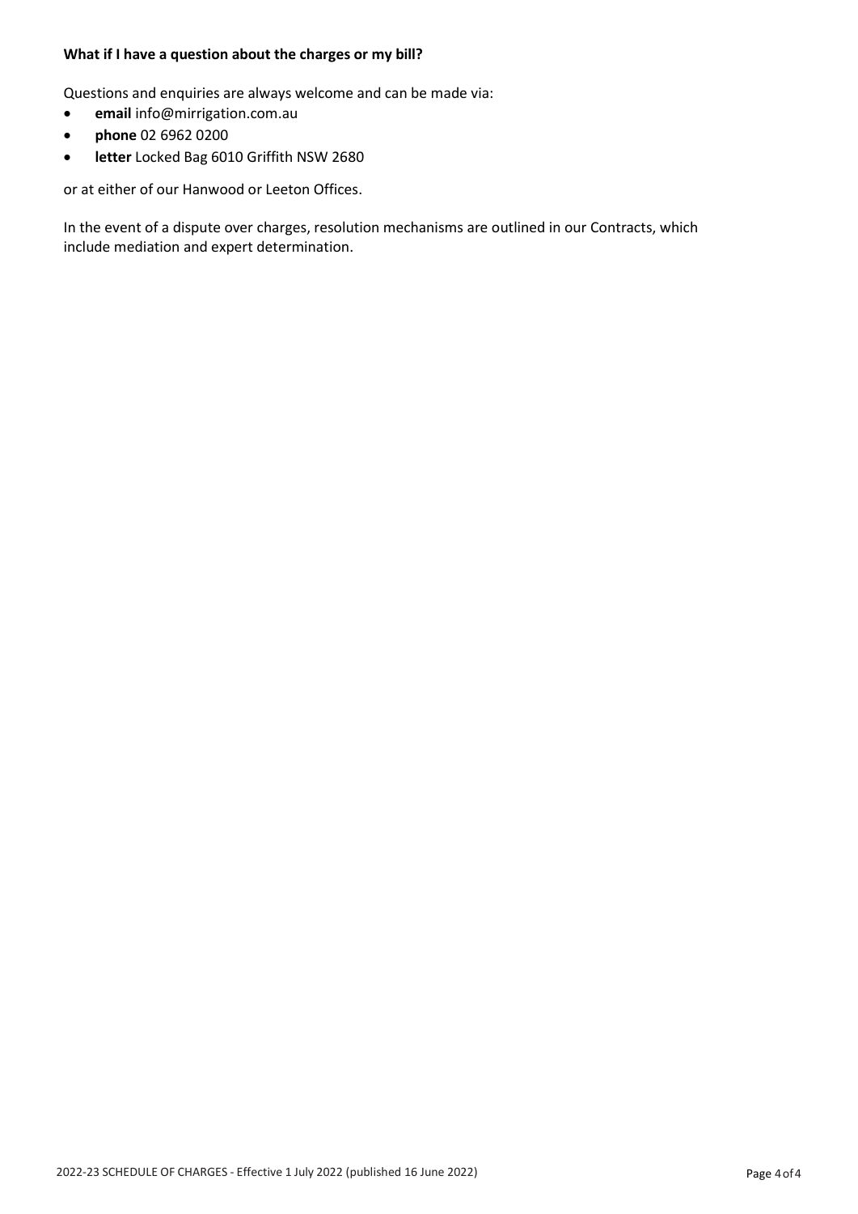**What if I have a question about the charges or my bill?**

Questions and enquiries are always welcome and can be made via:

- **email** info@mirrigation.com.au
- **phone** 02 6962 0200
- **letter** Locked Bag 6010 Griffith NSW 2680

or at either of our Hanwood or Leeton Offices.

In the event of a dispute over charges, resolution mechanisms are outlined in our Contracts, which include mediation and expert determination.